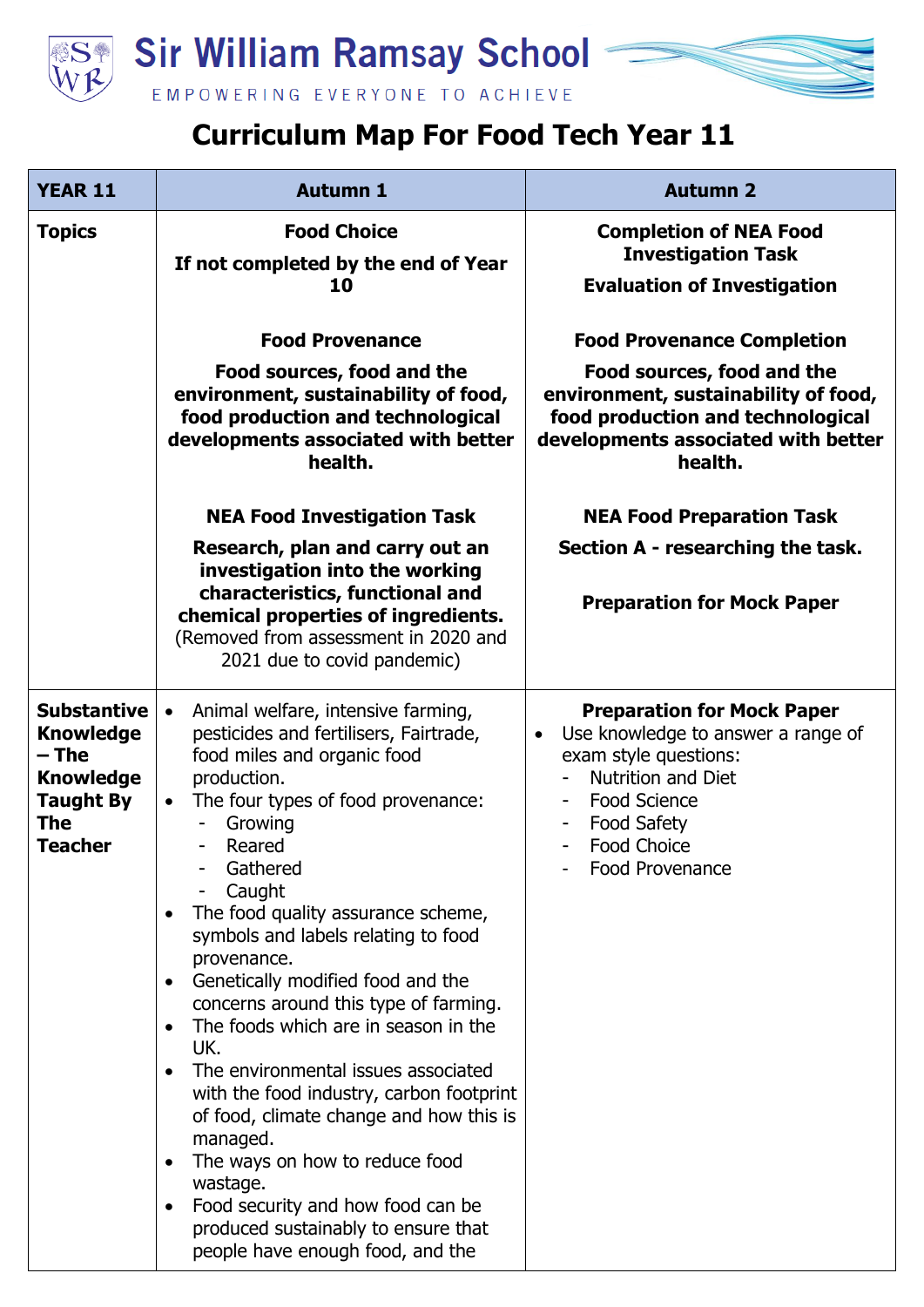Sir William Ramsay School

EMPOWERING EVERYONE TO ACHIEVE

# Curriculum Map For Food Tech Year 11

| YEAR 11 | Autumn 1 | Autumn 2 |
|---|---|---|
| **Topics** | **Food Choice**<br>**If not completed by the end of Year 10**<br><br>**Food Provenance**<br>**Food sources, food and the environment, sustainability of food, food production and technological developments associated with better health.**<br><br>**NEA Food Investigation Task**<br>**Research, plan and carry out an investigation into the working characteristics, functional and chemical properties of ingredients.** (Removed from assessment in 2020 and 2021 due to covid pandemic) | **Completion of NEA Food Investigation Task**<br>**Evaluation of Investigation**<br><br>**Food Provenance Completion**<br>**Food sources, food and the environment, sustainability of food, food production and technological developments associated with better health.**<br><br>**NEA Food Preparation Task**<br>**Section A - researching the task.**<br><br>**Preparation for Mock Paper** |
| **Substantive Knowledge – The Knowledge Taught By The Teacher** | • Animal welfare, intensive farming, pesticides and fertilisers, Fairtrade, food miles and organic food production.<br>• The four types of food provenance:<br>- Growing<br>- Reared<br>- Gathered<br>- Caught<br>• The food quality assurance scheme, symbols and labels relating to food provenance.<br>• Genetically modified food and the concerns around this type of farming.<br>• The foods which are in season in the UK.<br>• The environmental issues associated with the food industry, carbon footprint of food, climate change and how this is managed.<br>• The ways on how to reduce food wastage.<br>• Food security and how food can be produced sustainably to ensure that people have enough food, and the | **Preparation for Mock Paper**<br>• Use knowledge to answer a range of exam style questions:<br>- Nutrition and Diet<br>- Food Science<br>- Food Safety<br>- Food Choice<br>- Food Provenance |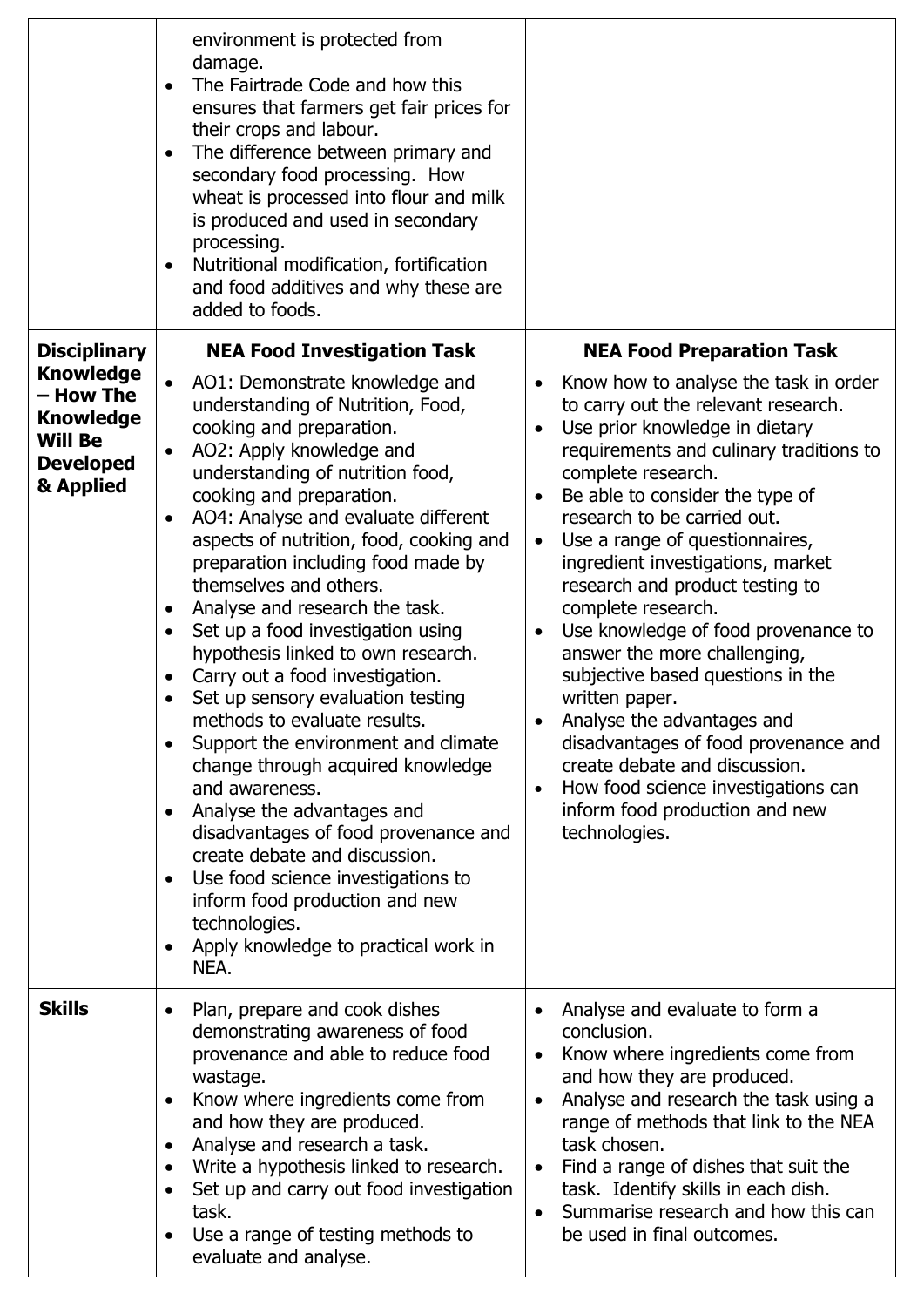| | | |
|---|---|---|
| | environment is protected from damage.<br>• The Fairtrade Code and how this ensures that farmers get fair prices for their crops and labour.<br>• The difference between primary and secondary food processing. How wheat is processed into flour and milk is produced and used in secondary processing.<br>• Nutritional modification, fortification and food additives and why these are added to foods. | |
| **Disciplinary Knowledge – How The Knowledge Will Be Developed & Applied** | **NEA Food Investigation Task**<br>• AO1: Demonstrate knowledge and understanding of Nutrition, Food, cooking and preparation.<br>• AO2: Apply knowledge and understanding of nutrition food, cooking and preparation.<br>• AO4: Analyse and evaluate different aspects of nutrition, food, cooking and preparation including food made by themselves and others.<br>• Analyse and research the task.<br>• Set up a food investigation using hypothesis linked to own research.<br>• Carry out a food investigation.<br>• Set up sensory evaluation testing methods to evaluate results.<br>• Support the environment and climate change through acquired knowledge and awareness.<br>• Analyse the advantages and disadvantages of food provenance and create debate and discussion.<br>• Use food science investigations to inform food production and new technologies.<br>• Apply knowledge to practical work in NEA. | **NEA Food Preparation Task**<br>• Know how to analyse the task in order to carry out the relevant research.<br>• Use prior knowledge in dietary requirements and culinary traditions to complete research.<br>• Be able to consider the type of research to be carried out.<br>• Use a range of questionnaires, ingredient investigations, market research and product testing to complete research.<br>• Use knowledge of food provenance to answer the more challenging, subjective based questions in the written paper.<br>• Analyse the advantages and disadvantages of food provenance and create debate and discussion.<br>• How food science investigations can inform food production and new technologies. |
| **Skills** | • Plan, prepare and cook dishes demonstrating awareness of food provenance and able to reduce food wastage.<br>• Know where ingredients come from and how they are produced.<br>• Analyse and research a task.<br>• Write a hypothesis linked to research.<br>• Set up and carry out food investigation task.<br>• Use a range of testing methods to evaluate and analyse. | • Analyse and evaluate to form a conclusion.<br>• Know where ingredients come from and how they are produced.<br>• Analyse and research the task using a range of methods that link to the NEA task chosen.<br>• Find a range of dishes that suit the task. Identify skills in each dish.<br>• Summarise research and how this can be used in final outcomes. |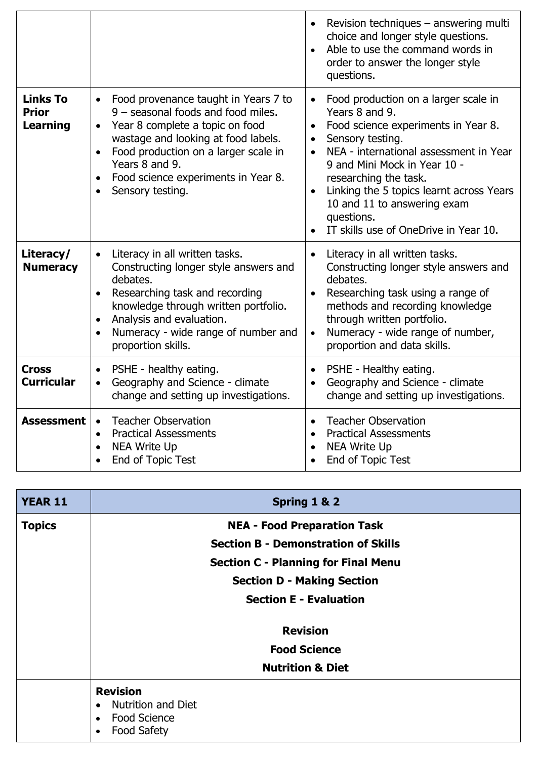| | | |
|---|---|---|
| | | <ul><li>Revision techniques – answering multi choice and longer style questions.</li><li>Able to use the command words in order to answer the longer style questions.</li></ul> |
| **Links To Prior Learning** | <ul><li>Food provenance taught in Years 7 to 9 – seasonal foods and food miles.</li><li>Year 8 complete a topic on food wastage and looking at food labels.</li><li>Food production on a larger scale in Years 8 and 9.</li><li>Food science experiments in Year 8.</li><li>Sensory testing.</li></ul> | <ul><li>Food production on a larger scale in Years 8 and 9.</li><li>Food science experiments in Year 8.</li><li>Sensory testing.</li><li>NEA - international assessment in Year 9 and Mini Mock in Year 10 - researching the task.</li><li>Linking the 5 topics learnt across Years 10 and 11 to answering exam questions.</li><li>IT skills use of OneDrive in Year 10.</li></ul> |
| **Literacy/ Numeracy** | <ul><li>Literacy in all written tasks. Constructing longer style answers and debates.</li><li>Researching task and recording knowledge through written portfolio.</li><li>Analysis and evaluation.</li><li>Numeracy - wide range of number and proportion skills.</li></ul> | <ul><li>Literacy in all written tasks. Constructing longer style answers and debates.</li><li>Researching task using a range of methods and recording knowledge through written portfolio.</li><li>Numeracy - wide range of number, proportion and data skills.</li></ul> |
| **Cross Curricular** | <ul><li>PSHE - healthy eating.</li><li>Geography and Science - climate change and setting up investigations.</li></ul> | <ul><li>PSHE - Healthy eating.</li><li>Geography and Science - climate change and setting up investigations.</li></ul> |
| **Assessment** | <ul><li>Teacher Observation</li><li>Practical Assessments</li><li>NEA Write Up</li><li>End of Topic Test</li></ul> | <ul><li>Teacher Observation</li><li>Practical Assessments</li><li>NEA Write Up</li><li>End of Topic Test</li></ul> |

| **YEAR 11** | **Spring 1 & 2** |
|---|---|
| **Topics** | **NEA - Food Preparation Task**<br>**Section B - Demonstration of Skills**<br>**Section C - Planning for Final Menu**<br>**Section D - Making Section**<br>**Section E - Evaluation**<br><br>**Revision**<br>**Food Science**<br>**Nutrition & Diet** |
| | **Revision**<ul><li>Nutrition and Diet</li><li>Food Science</li><li>Food Safety</li></ul> |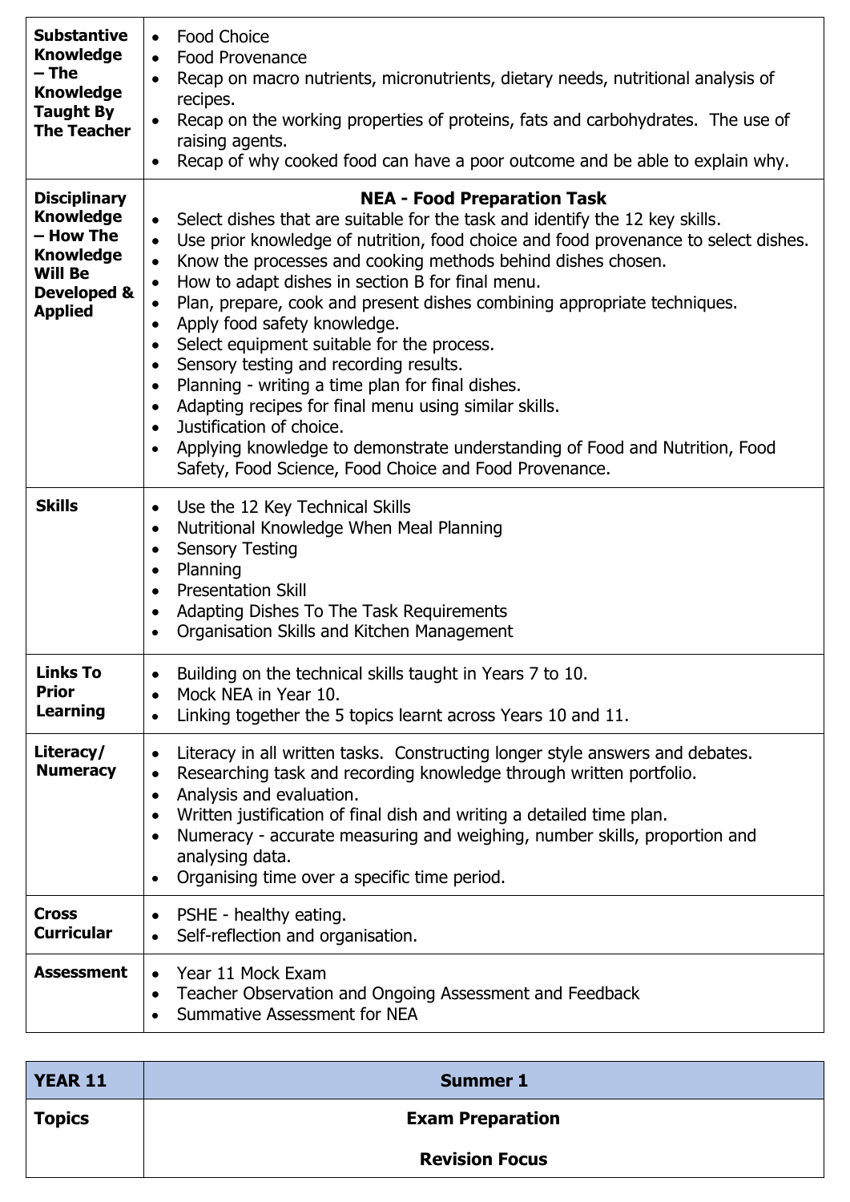| | |
|---|---|
| **Substantive Knowledge – The Knowledge Taught By The Teacher** | • Food Choice<br>• Food Provenance<br>• Recap on macro nutrients, micronutrients, dietary needs, nutritional analysis of recipes.<br>• Recap on the working properties of proteins, fats and carbohydrates. The use of raising agents.<br>• Recap of why cooked food can have a poor outcome and be able to explain why. |
| **Disciplinary Knowledge – How The Knowledge Will Be Developed & Applied** | **NEA - Food Preparation Task**<br>• Select dishes that are suitable for the task and identify the 12 key skills.<br>• Use prior knowledge of nutrition, food choice and food provenance to select dishes.<br>• Know the processes and cooking methods behind dishes chosen.<br>• How to adapt dishes in section B for final menu.<br>• Plan, prepare, cook and present dishes combining appropriate techniques.<br>• Apply food safety knowledge.<br>• Select equipment suitable for the process.<br>• Sensory testing and recording results.<br>• Planning - writing a time plan for final dishes.<br>• Adapting recipes for final menu using similar skills.<br>• Justification of choice.<br>• Applying knowledge to demonstrate understanding of Food and Nutrition, Food Safety, Food Science, Food Choice and Food Provenance. |
| **Skills** | • Use the 12 Key Technical Skills<br>• Nutritional Knowledge When Meal Planning<br>• Sensory Testing<br>• Planning<br>• Presentation Skill<br>• Adapting Dishes To The Task Requirements<br>• Organisation Skills and Kitchen Management |
| **Links To Prior Learning** | • Building on the technical skills taught in Years 7 to 10.<br>• Mock NEA in Year 10.<br>• Linking together the 5 topics learnt across Years 10 and 11. |
| **Literacy/ Numeracy** | • Literacy in all written tasks. Constructing longer style answers and debates.<br>• Researching task and recording knowledge through written portfolio.<br>• Analysis and evaluation.<br>• Written justification of final dish and writing a detailed time plan.<br>• Numeracy - accurate measuring and weighing, number skills, proportion and analysing data.<br>• Organising time over a specific time period. |
| **Cross Curricular** | • PSHE - healthy eating.<br>• Self-reflection and organisation. |
| **Assessment** | • Year 11 Mock Exam<br>• Teacher Observation and Ongoing Assessment and Feedback<br>• Summative Assessment for NEA |

| **YEAR 11** | **Summer 1** |
|---|---|
| **Topics** | **Exam Preparation**<br><br>**Revision Focus** |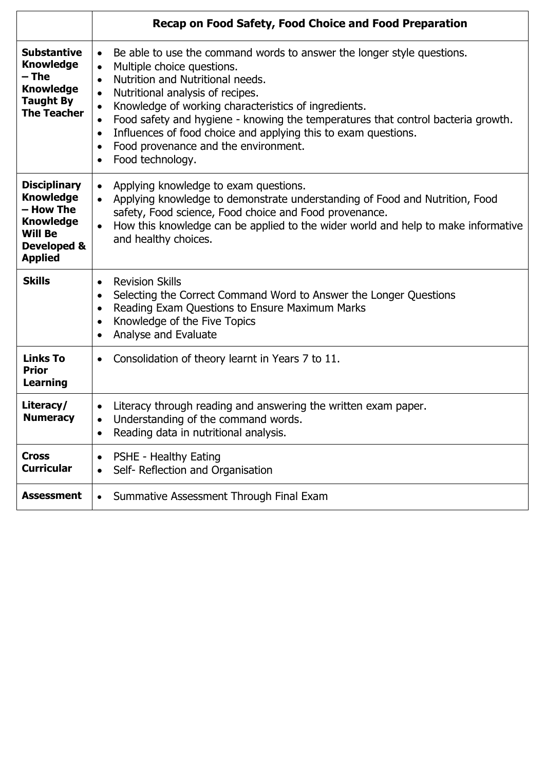| | Recap on Food Safety, Food Choice and Food Preparation |
|---|---|
| **Substantive Knowledge – The Knowledge Taught By The Teacher** | • Be able to use the command words to answer the longer style questions.<br>• Multiple choice questions.<br>• Nutrition and Nutritional needs.<br>• Nutritional analysis of recipes.<br>• Knowledge of working characteristics of ingredients.<br>• Food safety and hygiene - knowing the temperatures that control bacteria growth.<br>• Influences of food choice and applying this to exam questions.<br>• Food provenance and the environment.<br>• Food technology. |
| **Disciplinary Knowledge – How The Knowledge Will Be Developed & Applied** | • Applying knowledge to exam questions.<br>• Applying knowledge to demonstrate understanding of Food and Nutrition, Food safety, Food science, Food choice and Food provenance.<br>• How this knowledge can be applied to the wider world and help to make informative and healthy choices. |
| **Skills** | • Revision Skills<br>• Selecting the Correct Command Word to Answer the Longer Questions<br>• Reading Exam Questions to Ensure Maximum Marks<br>• Knowledge of the Five Topics<br>• Analyse and Evaluate |
| **Links To Prior Learning** | • Consolidation of theory learnt in Years 7 to 11. |
| **Literacy/ Numeracy** | • Literacy through reading and answering the written exam paper.<br>• Understanding of the command words.<br>• Reading data in nutritional analysis. |
| **Cross Curricular** | • PSHE - Healthy Eating<br>• Self- Reflection and Organisation |
| **Assessment** | • Summative Assessment Through Final Exam |